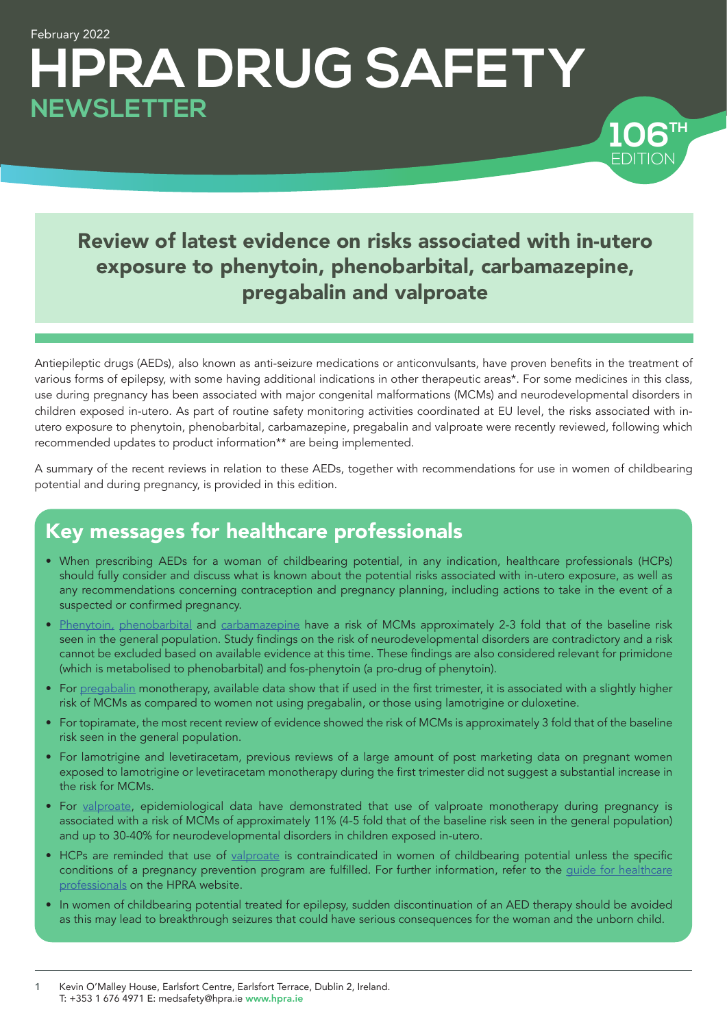February 2022

# HPRA DRUG SAFETY NEWSLETTER

106[TH] EDITION

## Review of latest evidence on risks associated with in-utero exposure to phenytoin, phenobarbital, carbamazepine, pregabalin and valproate

Antiepileptic drugs (AEDs), also known as anti-seizure medications or anticonvulsants, have proven benefits in the treatment of various forms of epilepsy, with some having additional indications in other therapeutic areas*. For some medicines in this class, use during pregnancy has been associated with major congenital malformations (MCMs) and neurodevelopmental disorders in children exposed in-utero. As part of routine safety monitoring activities coordinated at EU level, the risks associated with in-utero exposure to phenytoin, phenobarbital, carbamazepine, pregabalin and valproate were recently reviewed, following which recommended updates to product information** are being implemented.

A summary of the recent reviews in relation to these AEDs, together with recommendations for use in women of childbearing potential and during pregnancy, is provided in this edition.

## Key messages for healthcare professionals

- When prescribing AEDs for a woman of childbearing potential, in any indication, healthcare professionals (HCPs) should fully consider and discuss what is known about the potential risks associated with in-utero exposure, as well as any recommendations concerning contraception and pregnancy planning, including actions to take in the event of a suspected or confirmed pregnancy.
- Phenytoin, phenobarbital and carbamazepine have a risk of MCMs approximately 2-3 fold that of the baseline risk seen in the general population. Study findings on the risk of neurodevelopmental disorders are contradictory and a risk cannot be excluded based on available evidence at this time. These findings are also considered relevant for primidone (which is metabolised to phenobarbital) and fos-phenytoin (a pro-drug of phenytoin).
- For pregabalin monotherapy, available data show that if used in the first trimester, it is associated with a slightly higher risk of MCMs as compared to women not using pregabalin, or those using lamotrigine or duloxetine.
- For topiramate, the most recent review of evidence showed the risk of MCMs is approximately 3 fold that of the baseline risk seen in the general population.
- For lamotrigine and levetiracetam, previous reviews of a large amount of post marketing data on pregnant women exposed to lamotrigine or levetiracetam monotherapy during the first trimester did not suggest a substantial increase in the risk for MCMs.
- For valproate, epidemiological data have demonstrated that use of valproate monotherapy during pregnancy is associated with a risk of MCMs of approximately 11% (4-5 fold that of the baseline risk seen in the general population) and up to 30-40% for neurodevelopmental disorders in children exposed in-utero.
- HCPs are reminded that use of valproate is contraindicated in women of childbearing potential unless the specific conditions of a pregnancy prevention program are fulfilled. For further information, refer to the guide for healthcare professionals on the HPRA website.
- In women of childbearing potential treated for epilepsy, sudden discontinuation of an AED therapy should be avoided as this may lead to breakthrough seizures that could have serious consequences for the woman and the unborn child.

Kevin O'Malley House, Earlsfort Centre, Earlsfort Terrace, Dublin 2, Ireland.
T: +353 1 676 4971 E: medsafety@hpra.ie www.hpra.ie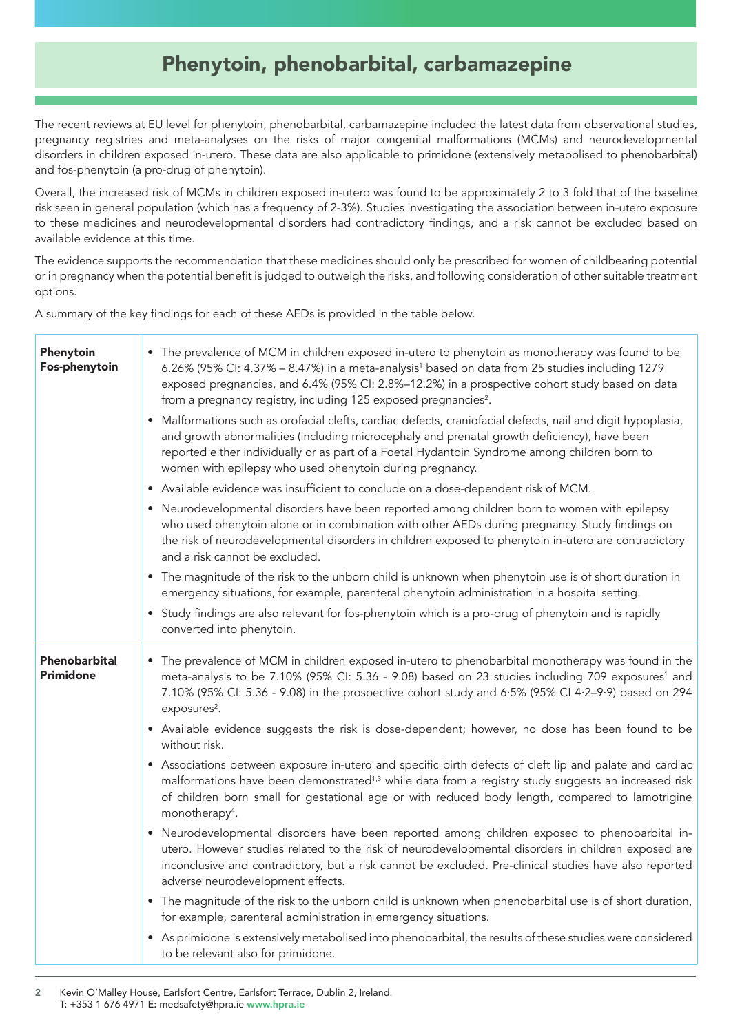# Phenytoin, phenobarbital, carbamazepine

The recent reviews at EU level for phenytoin, phenobarbital, carbamazepine included the latest data from observational studies, pregnancy registries and meta-analyses on the risks of major congenital malformations (MCMs) and neurodevelopmental disorders in children exposed in-utero. These data are also applicable to primidone (extensively metabolised to phenobarbital) and fos-phenytoin (a pro-drug of phenytoin).

Overall, the increased risk of MCMs in children exposed in-utero was found to be approximately 2 to 3 fold that of the baseline risk seen in general population (which has a frequency of 2-3%). Studies investigating the association between in-utero exposure to these medicines and neurodevelopmental disorders had contradictory findings, and a risk cannot be excluded based on available evidence at this time.

The evidence supports the recommendation that these medicines should only be prescribed for women of childbearing potential or in pregnancy when the potential benefit is judged to outweigh the risks, and following consideration of other suitable treatment options.

A summary of the key findings for each of these AEDs is provided in the table below.

| | |
|---|---|
| **Phenytoin**<br>**Fos-phenytoin** | • The prevalence of MCM in children exposed in-utero to phenytoin as monotherapy was found to be 6.26% (95% CI: 4.37% – 8.47%) in a meta-analysis[1] based on data from 25 studies including 1279 exposed pregnancies, and 6.4% (95% CI: 2.8%–12.2%) in a prospective cohort study based on data from a pregnancy registry, including 125 exposed pregnancies[2].<br>• Malformations such as orofacial clefts, cardiac defects, craniofacial defects, nail and digit hypoplasia, and growth abnormalities (including microcephaly and prenatal growth deficiency), have been reported either individually or as part of a Foetal Hydantoin Syndrome among children born to women with epilepsy who used phenytoin during pregnancy.<br>• Available evidence was insufficient to conclude on a dose-dependent risk of MCM.<br>• Neurodevelopmental disorders have been reported among children born to women with epilepsy who used phenytoin alone or in combination with other AEDs during pregnancy. Study findings on the risk of neurodevelopmental disorders in children exposed to phenytoin in-utero are contradictory and a risk cannot be excluded.<br>• The magnitude of the risk to the unborn child is unknown when phenytoin use is of short duration in emergency situations, for example, parenteral phenytoin administration in a hospital setting.<br>• Study findings are also relevant for fos-phenytoin which is a pro-drug of phenytoin and is rapidly converted into phenytoin. |
| **Phenobarbital**<br>**Primidone** | • The prevalence of MCM in children exposed in-utero to phenobarbital monotherapy was found in the meta-analysis to be 7.10% (95% CI: 5.36 - 9.08) based on 23 studies including 709 exposures[1] and 7.10% (95% CI: 5.36 - 9.08) in the prospective cohort study and 6·5% (95% CI 4·2–9·9) based on 294 exposures[2].<br>• Available evidence suggests the risk is dose-dependent; however, no dose has been found to be without risk.<br>• Associations between exposure in-utero and specific birth defects of cleft lip and palate and cardiac malformations have been demonstrated[1,3] while data from a registry study suggests an increased risk of children born small for gestational age or with reduced body length, compared to lamotrigine monotherapy[4].<br>• Neurodevelopmental disorders have been reported among children exposed to phenobarbital in-utero. However studies related to the risk of neurodevelopmental disorders in children exposed are inconclusive and contradictory, but a risk cannot be excluded. Pre-clinical studies have also reported adverse neurodevelopment effects.<br>• The magnitude of the risk to the unborn child is unknown when phenobarbital use is of short duration, for example, parenteral administration in emergency situations.<br>• As primidone is extensively metabolised into phenobarbital, the results of these studies were considered to be relevant also for primidone. |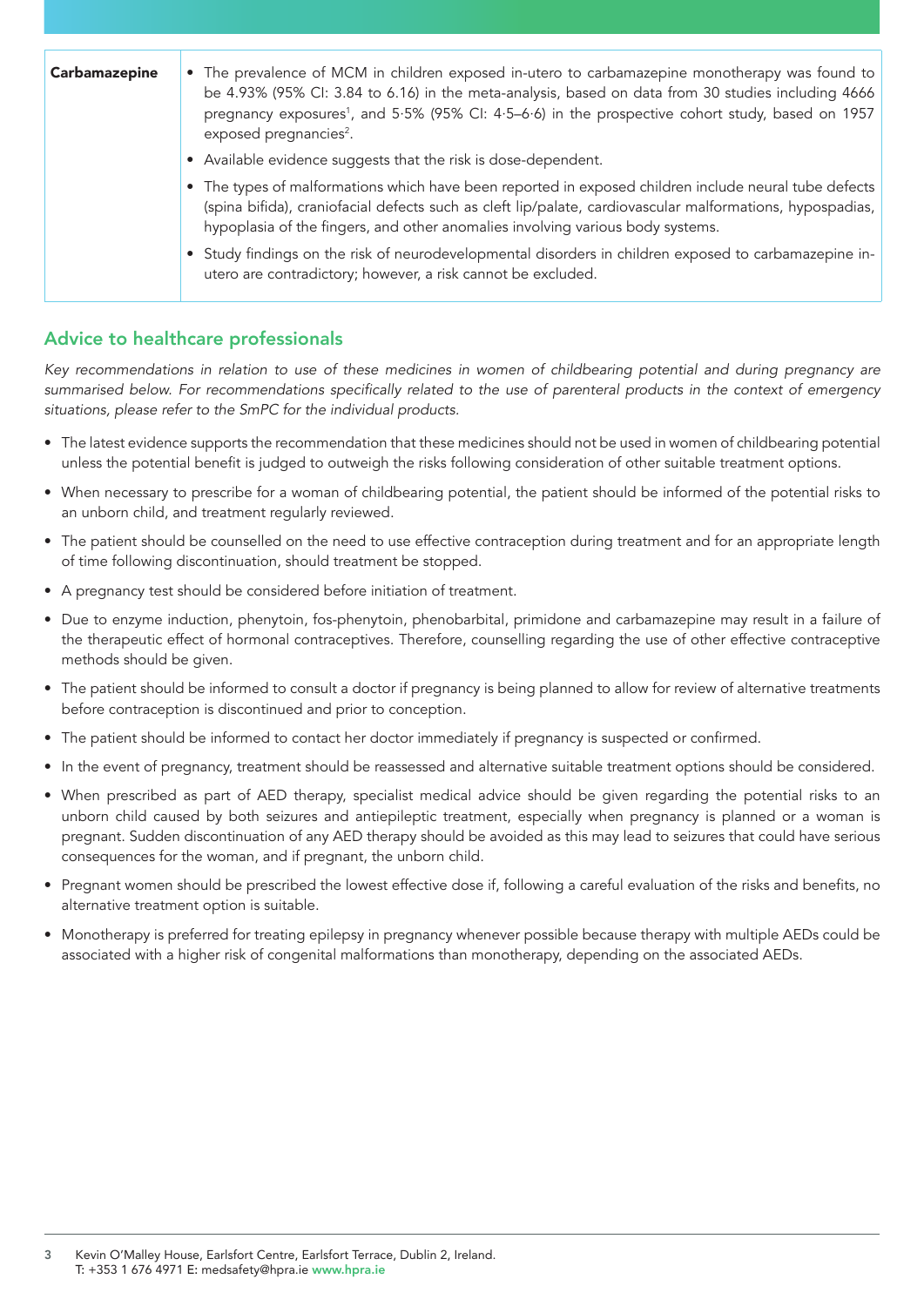| | |
|---|---|
| **Carbamazepine** | • The prevalence of MCM in children exposed in-utero to carbamazepine monotherapy was found to be 4.93% (95% CI: 3.84 to 6.16) in the meta-analysis, based on data from 30 studies including 4666 pregnancy exposures[1], and 5·5% (95% CI: 4·5–6·6) in the prospective cohort study, based on 1957 exposed pregnancies[2].<br>• Available evidence suggests that the risk is dose-dependent.<br>• The types of malformations which have been reported in exposed children include neural tube defects (spina bifida), craniofacial defects such as cleft lip/palate, cardiovascular malformations, hypospadias, hypoplasia of the fingers, and other anomalies involving various body systems.<br>• Study findings on the risk of neurodevelopmental disorders in children exposed to carbamazepine in-utero are contradictory; however, a risk cannot be excluded. |

## Advice to healthcare professionals

*Key recommendations in relation to use of these medicines in women of childbearing potential and during pregnancy are summarised below. For recommendations specifically related to the use of parenteral products in the context of emergency situations, please refer to the SmPC for the individual products.*

- The latest evidence supports the recommendation that these medicines should not be used in women of childbearing potential unless the potential benefit is judged to outweigh the risks following consideration of other suitable treatment options.
- When necessary to prescribe for a woman of childbearing potential, the patient should be informed of the potential risks to an unborn child, and treatment regularly reviewed.
- The patient should be counselled on the need to use effective contraception during treatment and for an appropriate length of time following discontinuation, should treatment be stopped.
- A pregnancy test should be considered before initiation of treatment.
- Due to enzyme induction, phenytoin, fos-phenytoin, phenobarbital, primidone and carbamazepine may result in a failure of the therapeutic effect of hormonal contraceptives. Therefore, counselling regarding the use of other effective contraceptive methods should be given.
- The patient should be informed to consult a doctor if pregnancy is being planned to allow for review of alternative treatments before contraception is discontinued and prior to conception.
- The patient should be informed to contact her doctor immediately if pregnancy is suspected or confirmed.
- In the event of pregnancy, treatment should be reassessed and alternative suitable treatment options should be considered.
- When prescribed as part of AED therapy, specialist medical advice should be given regarding the potential risks to an unborn child caused by both seizures and antiepileptic treatment, especially when pregnancy is planned or a woman is pregnant. Sudden discontinuation of any AED therapy should be avoided as this may lead to seizures that could have serious consequences for the woman, and if pregnant, the unborn child.
- Pregnant women should be prescribed the lowest effective dose if, following a careful evaluation of the risks and benefits, no alternative treatment option is suitable.
- Monotherapy is preferred for treating epilepsy in pregnancy whenever possible because therapy with multiple AEDs could be associated with a higher risk of congenital malformations than monotherapy, depending on the associated AEDs.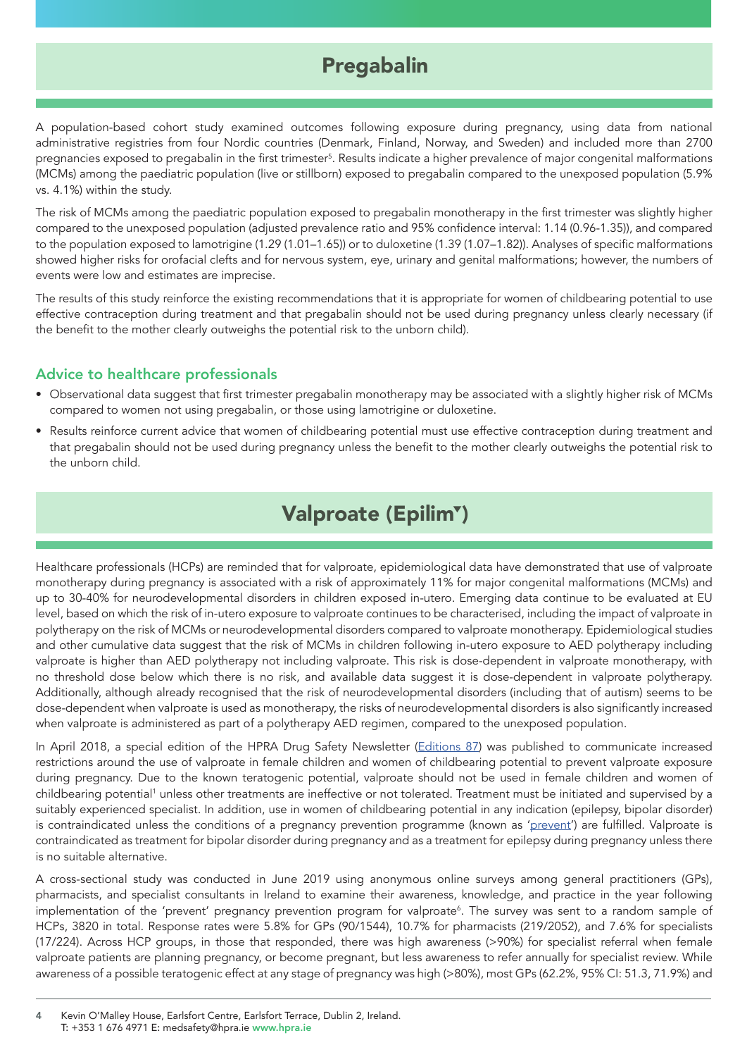# Pregabalin

A population-based cohort study examined outcomes following exposure during pregnancy, using data from national administrative registries from four Nordic countries (Denmark, Finland, Norway, and Sweden) and included more than 2700 pregnancies exposed to pregabalin in the first trimester[5]. Results indicate a higher prevalence of major congenital malformations (MCMs) among the paediatric population (live or stillborn) exposed to pregabalin compared to the unexposed population (5.9% vs. 4.1%) within the study.

The risk of MCMs among the paediatric population exposed to pregabalin monotherapy in the first trimester was slightly higher compared to the unexposed population (adjusted prevalence ratio and 95% confidence interval: 1.14 (0.96-1.35)), and compared to the population exposed to lamotrigine (1.29 (1.01–1.65)) or to duloxetine (1.39 (1.07–1.82)). Analyses of specific malformations showed higher risks for orofacial clefts and for nervous system, eye, urinary and genital malformations; however, the numbers of events were low and estimates are imprecise.

The results of this study reinforce the existing recommendations that it is appropriate for women of childbearing potential to use effective contraception during treatment and that pregabalin should not be used during pregnancy unless clearly necessary (if the benefit to the mother clearly outweighs the potential risk to the unborn child).

## Advice to healthcare professionals

- Observational data suggest that first trimester pregabalin monotherapy may be associated with a slightly higher risk of MCMs compared to women not using pregabalin, or those using lamotrigine or duloxetine.
- Results reinforce current advice that women of childbearing potential must use effective contraception during treatment and that pregabalin should not be used during pregnancy unless the benefit to the mother clearly outweighs the potential risk to the unborn child.

# Valproate (Epilim▼)

Healthcare professionals (HCPs) are reminded that for valproate, epidemiological data have demonstrated that use of valproate monotherapy during pregnancy is associated with a risk of approximately 11% for major congenital malformations (MCMs) and up to 30-40% for neurodevelopmental disorders in children exposed in-utero. Emerging data continue to be evaluated at EU level, based on which the risk of in-utero exposure to valproate continues to be characterised, including the impact of valproate in polytherapy on the risk of MCMs or neurodevelopmental disorders compared to valproate monotherapy. Epidemiological studies and other cumulative data suggest that the risk of MCMs in children following in-utero exposure to AED polytherapy including valproate is higher than AED polytherapy not including valproate. This risk is dose-dependent in valproate monotherapy, with no threshold dose below which there is no risk, and available data suggest it is dose-dependent in valproate polytherapy. Additionally, although already recognised that the risk of neurodevelopmental disorders (including that of autism) seems to be dose-dependent when valproate is used as monotherapy, the risks of neurodevelopmental disorders is also significantly increased when valproate is administered as part of a polytherapy AED regimen, compared to the unexposed population.

In April 2018, a special edition of the HPRA Drug Safety Newsletter (Editions 87) was published to communicate increased restrictions around the use of valproate in female children and women of childbearing potential to prevent valproate exposure during pregnancy. Due to the known teratogenic potential, valproate should not be used in female children and women of childbearing potential[1] unless other treatments are ineffective or not tolerated. Treatment must be initiated and supervised by a suitably experienced specialist. In addition, use in women of childbearing potential in any indication (epilepsy, bipolar disorder) is contraindicated unless the conditions of a pregnancy prevention programme (known as 'prevent') are fulfilled. Valproate is contraindicated as treatment for bipolar disorder during pregnancy and as a treatment for epilepsy during pregnancy unless there is no suitable alternative.

A cross-sectional study was conducted in June 2019 using anonymous online surveys among general practitioners (GPs), pharmacists, and specialist consultants in Ireland to examine their awareness, knowledge, and practice in the year following implementation of the 'prevent' pregnancy prevention program for valproate[6]. The survey was sent to a random sample of HCPs, 3820 in total. Response rates were 5.8% for GPs (90/1544), 10.7% for pharmacists (219/2052), and 7.6% for specialists (17/224). Across HCP groups, in those that responded, there was high awareness (>90%) for specialist referral when female valproate patients are planning pregnancy, or become pregnant, but less awareness to refer annually for specialist review. While awareness of a possible teratogenic effect at any stage of pregnancy was high (>80%), most GPs (62.2%, 95% CI: 51.3, 71.9%) and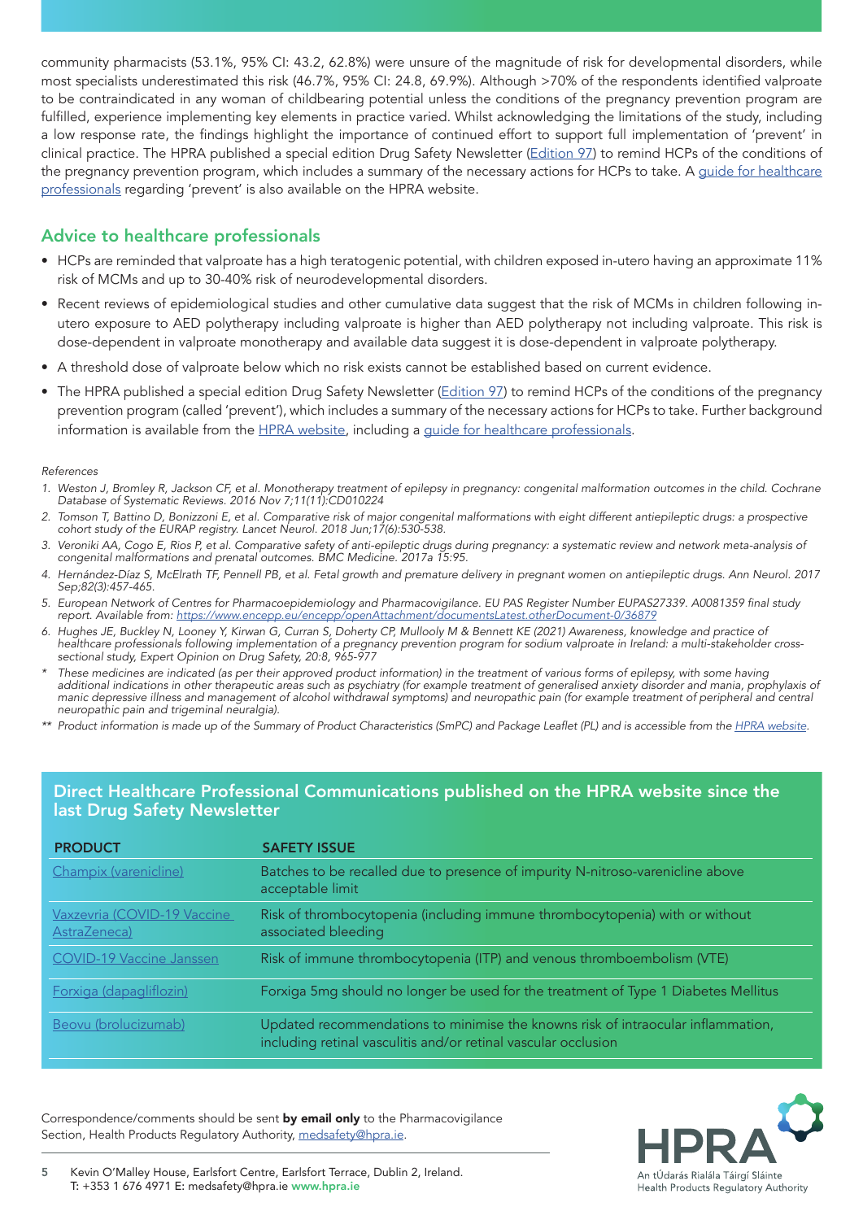community pharmacists (53.1%, 95% CI: 43.2, 62.8%) were unsure of the magnitude of risk for developmental disorders, while most specialists underestimated this risk (46.7%, 95% CI: 24.8, 69.9%). Although >70% of the respondents identified valproate to be contraindicated in any woman of childbearing potential unless the conditions of the pregnancy prevention program are fulfilled, experience implementing key elements in practice varied. Whilst acknowledging the limitations of the study, including a low response rate, the findings highlight the importance of continued effort to support full implementation of 'prevent' in clinical practice. The HPRA published a special edition Drug Safety Newsletter (Edition 97) to remind HCPs of the conditions of the pregnancy prevention program, which includes a summary of the necessary actions for HCPs to take. A guide for healthcare professionals regarding 'prevent' is also available on the HPRA website.

## Advice to healthcare professionals

- HCPs are reminded that valproate has a high teratogenic potential, with children exposed in-utero having an approximate 11% risk of MCMs and up to 30-40% risk of neurodevelopmental disorders.
- Recent reviews of epidemiological studies and other cumulative data suggest that the risk of MCMs in children following in-utero exposure to AED polytherapy including valproate is higher than AED polytherapy not including valproate. This risk is dose-dependent in valproate monotherapy and available data suggest it is dose-dependent in valproate polytherapy.
- A threshold dose of valproate below which no risk exists cannot be established based on current evidence.
- The HPRA published a special edition Drug Safety Newsletter (Edition 97) to remind HCPs of the conditions of the pregnancy prevention program (called 'prevent'), which includes a summary of the necessary actions for HCPs to take. Further background information is available from the HPRA website, including a guide for healthcare professionals.

*References*

1. *Weston J, Bromley R, Jackson CF, et al. Monotherapy treatment of epilepsy in pregnancy: congenital malformation outcomes in the child. Cochrane Database of Systematic Reviews. 2016 Nov 7;11(11):CD010224*
2. *Tomson T, Battino D, Bonizzoni E, et al. Comparative risk of major congenital malformations with eight different antiepileptic drugs: a prospective cohort study of the EURAP registry. Lancet Neurol. 2018 Jun;17(6):530-538.*
3. *Veroniki AA, Cogo E, Rios P, et al. Comparative safety of anti-epileptic drugs during pregnancy: a systematic review and network meta-analysis of congenital malformations and prenatal outcomes. BMC Medicine. 2017a 15:95.*
4. *Hernández-Díaz S, McElrath TF, Pennell PB, et al. Fetal growth and premature delivery in pregnant women on antiepileptic drugs. Ann Neurol. 2017 Sep;82(3):457-465.*
5. *European Network of Centres for Pharmacoepidemiology and Pharmacovigilance. EU PAS Register Number EUPAS27339. A0081359 final study report. Available from: https://www.encepp.eu/encepp/openAttachment/documentsLatest.otherDocument-0/36879*
6. *Hughes JE, Buckley N, Looney Y, Kirwan G, Curran S, Doherty CP, Mullooly M & Bennett KE (2021) Awareness, knowledge and practice of healthcare professionals following implementation of a pregnancy prevention program for sodium valproate in Ireland: a multi-stakeholder cross-sectional study, Expert Opinion on Drug Safety, 20:8, 965-977*

\* *These medicines are indicated (as per their approved product information) in the treatment of various forms of epilepsy, with some having additional indications in other therapeutic areas such as psychiatry (for example treatment of generalised anxiety disorder and mania, prophylaxis of manic depressive illness and management of alcohol withdrawal symptoms) and neuropathic pain (for example treatment of peripheral and central neuropathic pain and trigeminal neuralgia).*

\*\* *Product information is made up of the Summary of Product Characteristics (SmPC) and Package Leaflet (PL) and is accessible from the HPRA website.*

## Direct Healthcare Professional Communications published on the HPRA website since the last Drug Safety Newsletter

| PRODUCT | SAFETY ISSUE |
|---|---|
| Champix (varenicline) | Batches to be recalled due to presence of impurity N-nitroso-varenicline above acceptable limit |
| Vaxzevria (COVID-19 Vaccine AstraZeneca) | Risk of thrombocytopenia (including immune thrombocytopenia) with or without associated bleeding |
| COVID-19 Vaccine Janssen | Risk of immune thrombocytopenia (ITP) and venous thromboembolism (VTE) |
| Forxiga (dapagliflozin) | Forxiga 5mg should no longer be used for the treatment of Type 1 Diabetes Mellitus |
| Beovu (brolucizumab) | Updated recommendations to minimise the knowns risk of intraocular inflammation, including retinal vasculitis and/or retinal vascular occlusion |

Correspondence/comments should be sent **by email only** to the Pharmacovigilance Section, Health Products Regulatory Authority, medsafety@hpra.ie.

Kevin O'Malley House, Earlsfort Centre, Earlsfort Terrace, Dublin 2, Ireland.
T: +353 1 676 4971 E: medsafety@hpra.ie www.hpra.ie

HPRA
An tÚdarás Rialála Táirgí Sláinte
Health Products Regulatory Authority